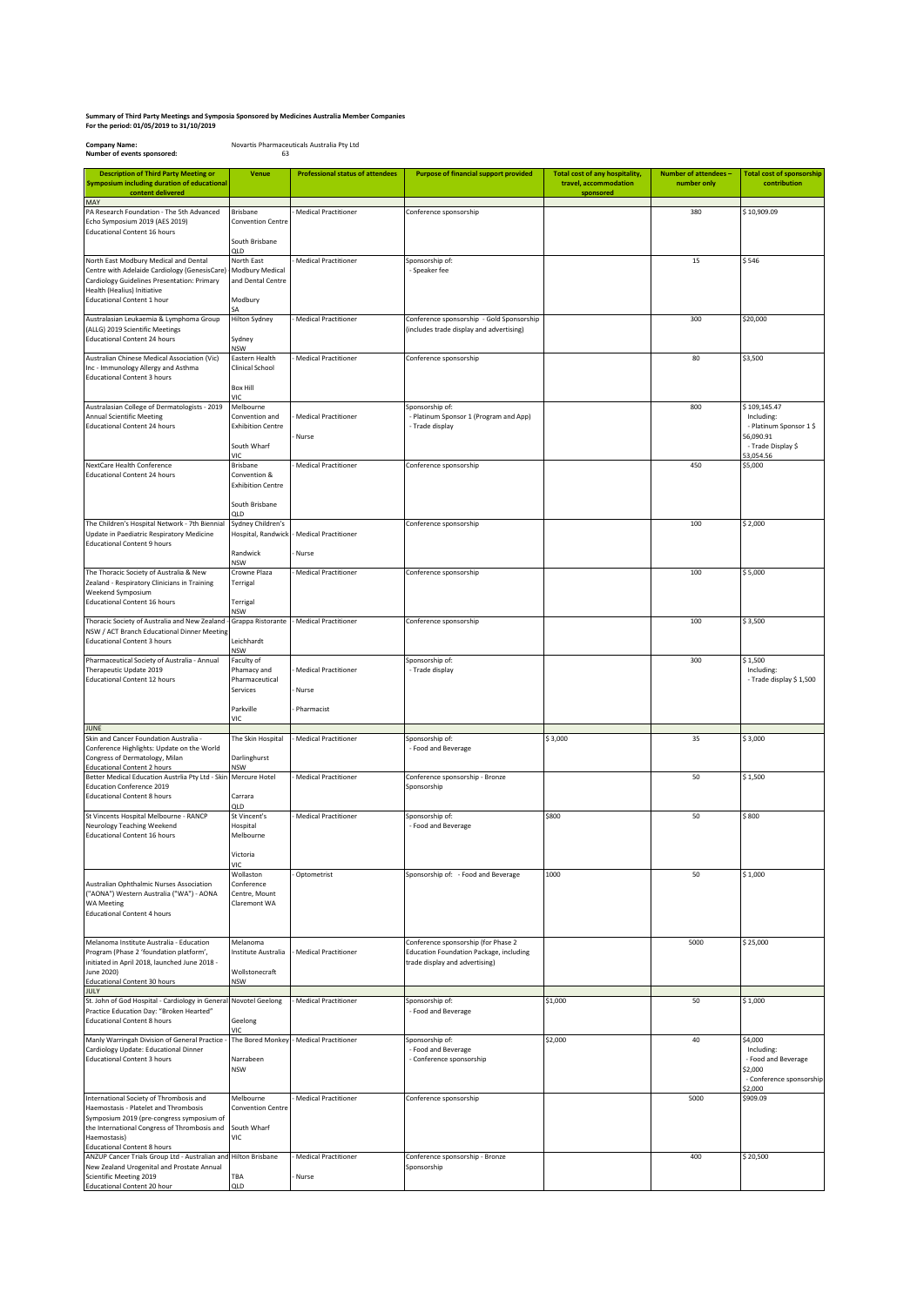**Summary of Third Party Meetings and Symposia Sponsored by Medicines Australia Member Companies**
**For the period: 01/05/2019 to 31/10/2019**

**Company Name:** Novartis Pharmaceuticals Australia Pty Ltd
**Number of events sponsored:** 63

| Description of Third Party Meeting or Symposium including duration of educational content delivered | Venue | Professional status of attendees | Purpose of financial support provided | Total cost of any hospitality, travel, accommodation sponsored | Number of attendees – number only | Total cost of sponsorship contribution |
|---|---|---|---|---|---|---|
| MAY | | | | | | |
| PA Research Foundation - The 5th Advanced Echo Symposium 2019 (AES 2019) Educational Content 16 hours | Brisbane Convention Centre South Brisbane QLD | - Medical Practitioner | Conference sponsorship | | 380 | $ 10,909.09 |
| North East Modbury Medical and Dental Centre with Adelaide Cardiology (GenesisCare) Cardiology Guidelines Presentation: Primary Health (Healius) Initiative Educational Content 1 hour | North East Modbury Medical and Dental Centre Modbury SA | - Medical Practitioner | Sponsorship of: - Speaker fee | | 15 | $ 546 |
| Australasian Leukaemia & Lymphoma Group (ALLG) 2019 Scientific Meetings Educational Content 24 hours | Hilton Sydney Sydney NSW | - Medical Practitioner | Conference sponsorship - Gold Sponsorship (includes trade display and advertising) | | 300 | $20,000 |
| Australian Chinese Medical Association (Vic) Inc - Immunology Allergy and Asthma Educational Content 3 hours | Eastern Health Clinical School Box Hill VIC | - Medical Practitioner | Conference sponsorship | | 80 | $3,500 |
| Australasian College of Dermatologists - 2019 Annual Scientific Meeting Educational Content 24 hours | Melbourne Convention and Exhibition Centre South Wharf VIC | - Medical Practitioner - Nurse | Sponsorship of: - Platinum Sponsor 1 (Program and App) - Trade display | | 800 | $ 109,145.47 Including: - Platinum Sponsor 1 $ 56,090.91 - Trade Display $ 53,054.56 |
| NextCare Health Conference Educational Content 24 hours | Brisbane Convention & Exhibition Centre South Brisbane QLD | - Medical Practitioner | Conference sponsorship | | 450 | $5,000 |
| The Children's Hospital Network - 7th Biennial Update in Paediatric Respiratory Medicine Educational Content 9 hours | Sydney Children's Hospital, Randwick Randwick NSW | - Medical Practitioner - Nurse | Conference sponsorship | | 100 | $ 2,000 |
| The Thoracic Society of Australia & New Zealand - Respiratory Clinicians in Training Weekend Symposium Educational Content 16 hours | Crowne Plaza Terrigal Terrigal NSW | - Medical Practitioner | Conference sponsorship | | 100 | $ 5,000 |
| Thoracic Society of Australia and New Zealand - NSW / ACT Branch Educational Dinner Meeting Educational Content 3 hours | Grappa Ristorante Leichhardt NSW | - Medical Practitioner | Conference sponsorship | | 100 | $ 3,500 |
| Pharmaceutical Society of Australia - Annual Therapeutic Update 2019 Educational Content 12 hours | Faculty of Phamacy and Pharmaceutical Services Parkville VIC | - Medical Practitioner - Nurse - Pharmacist | Sponsorship of: - Trade display | | 300 | $ 1,500 Including: - Trade display $ 1,500 |
| JUNE | | | | | | |
| Skin and Cancer Foundation Australia - Conference Highlights: Update on the World Congress of Dermatology, Milan Educational Content 2 hours | The Skin Hospital Darlinghurst NSW | - Medical Practitioner | Sponsorship of: - Food and Beverage | $ 3,000 | 35 | $ 3,000 |
| Better Medical Education Austrlia Pty Ltd - Skin Education Conference 2019 Educational Content 8 hours | Mercure Hotel Carrara QLD | - Medical Practitioner | Conference sponsorship - Bronze Sponsorship | | 50 | $ 1,500 |
| St Vincents Hospital Melbourne - RANCP Neurology Teaching Weekend Educational Content 16 hours | St Vincent's Hospital Melbourne Victoria VIC | - Medical Practitioner | Sponsorship of: - Food and Beverage | $800 | 50 | $ 800 |
| Australian Ophthalmic Nurses Association ("AONA") Western Australia ("WA") - AONA WA Meeting Educational Content 4 hours | Wollaston Conference Centre, Mount Claremont WA | - Optometrist | Sponsorship of: - Food and Beverage | 1000 | 50 | $ 1,000 |
| Melanoma Institute Australia - Education Program (Phase 2 'foundation platform', initiated in April 2018, launched June 2018 - June 2020) Educational Content 30 hours | Melanoma Institute Australia Wollstonecraft NSW | - Medical Practitioner | Conference sponsorship (for Phase 2 Education Foundation Package, including trade display and advertising) | | 5000 | $ 25,000 |
| JULY | | | | | | |
| St. John of God Hospital - Cardiology in General Practice Education Day: "Broken Hearted" Educational Content 8 hours | Novotel Geelong Geelong VIC | - Medical Practitioner | Sponsorship of: - Food and Beverage | $1,000 | 50 | $ 1,000 |
| Manly Warringah Division of General Practice - Cardiology Update: Educational Dinner Educational Content 3 hours | The Bored Monkey Narrabeen NSW | - Medical Practitioner | Sponsorship of: - Food and Beverage - Conference sponsorship | $2,000 | 40 | $4,000 Including: - Food and Beverage $2,000 - Conference sponsorship $2,000 |
| International Society of Thrombosis and Haemostasis - Platelet and Thrombosis Symposium 2019 (pre-congress symposium of the International Congress of Thrombosis and Haemostasis) Educational Content 8 hours | Melbourne Convention Centre South Wharf VIC | - Medical Practitioner | Conference sponsorship | | 5000 | $909.09 |
| ANZUP Cancer Trials Group Ltd - Australian and New Zealand Urogenital and Prostate Annual Scientific Meeting 2019 Educational Content 20 hour | Hilton Brisbane TBA QLD | - Medical Practitioner - Nurse | Conference sponsorship - Bronze Sponsorship | | 400 | $ 20,500 |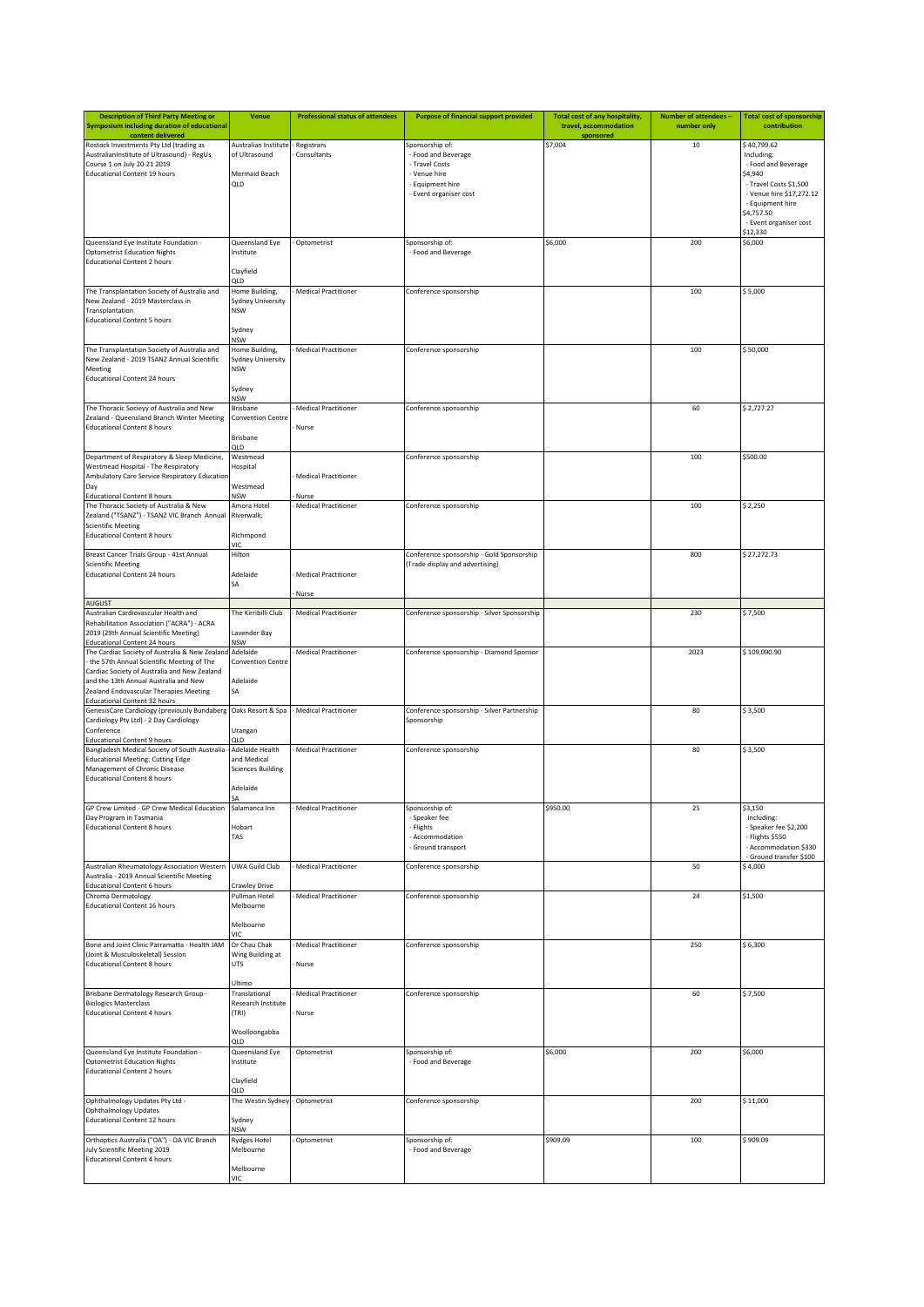| Description of Third Party Meeting or Symposium including duration of educational content delivered | Venue | Professional status of attendees | Purpose of financial support provided | Total cost of any hospitality, travel, accommodation sponsored | Number of attendees – number only | Total cost of sponsorship contribution |
|---|---|---|---|---|---|---|
| Rostock Investments Pty Ltd (trading as AustralianInstitute of Ultrasound) - RegUs Course 1 on July 20-21 2019<br>Educational Content 19 hours | Australian Institute of Ultrasound<br><br>Mermaid Beach<br>QLD | - Registrars<br>- Consultants | Sponsorship of:<br>- Food and Beverage<br>- Travel Costs<br>- Venue hire<br>- Equipment hire<br>- Event organiser cost | $7,004 | 10 | $ 40,799.62<br>Including:<br>- Food and Beverage $4,940<br>- Travel Costs $1,500<br>- Venue hire $17,272.12<br>- Equipment hire $4,757.50<br>- Event organiser cost $12,330 |
| Queensland Eye Institute Foundation - Optometrist Education Nights<br>Educational Content 2 hours | Queensland Eye Institute<br><br>Clayfield<br>QLD | - Optometrist | Sponsorship of:<br>- Food and Beverage | $6,000 | 200 | $6,000 |
| The Transplantation Society of Australia and New Zealand - 2019 Masterclass in Transplantation<br>Educational Content 5 hours | Home Building, Sydney University NSW<br><br>Sydney<br>NSW | - Medical Practitioner | Conference sponsorship | | 100 | $ 5,000 |
| The Transplantation Society of Australia and New Zealand - 2019 TSANZ Annual Scientific Meeting<br>Educational Content 24 hours | Home Building, Sydney University NSW<br><br>Sydney<br>NSW | - Medical Practitioner | Conference sponsorship | | 100 | $ 50,000 |
| The Thoracic Socieyy of Australia and New Zealand - Queensland Branch Winter Meeting<br>Educational Content 8 hours | Brisbane Convention Centre<br><br>Brisbane<br>QLD | - Medical Practitioner<br><br>- Nurse | Conference sponsorship | | 60 | $ 2,727.27 |
| Department of Respiratory & Sleep Medicine, Westmead Hospital - The Respiratory Ambulatory Care Service Respiratory Education Day<br>Educational Content 8 hours | Westmead Hospital<br><br>Westmead<br>NSW | - Medical Practitioner<br><br>- Nurse | Conference sponsorship | | 100 | $500.00 |
| The Thoracic Society of Australia & New Zealand ("TSANZ") - TSANZ VIC Branch Annual Scientific Meeting<br>Educational Content 8 hours | Amora Hotel Riverwalk,<br><br>Richmpond<br>VIC | - Medical Practitioner | Conference sponsorship | | 100 | $ 2,250 |
| Breast Cancer Trials Group - 41st Annual Scientific Meeting<br>Educational Content 24 hours | Hilton<br><br>Adelaide<br>SA | - Medical Practitioner<br><br>- Nurse | Conference sponsorship - Gold Sponsorship (Trade display and advertising) | | 800 | $ 27,272.73 |
| **AUGUST** | | | | | | |
| Australian Cardiovascular Health and Rehabilitation Association ("ACRA") - ACRA 2019 (29th Annual Scientific Meeting)<br>Educational Content 24 hours | The Kirribilli Club<br><br>Lavender Bay<br>NSW | - Medical Practitioner | Conference sponsorship - Silver Sponsorship | | 230 | $ 7,500 |
| The Cardiac Society of Australia & New Zealand - the 57th Annual Scientific Meeting of The Cardiac Society of Australia and New Zealand and the 13th Annual Australia and New Zealand Endovascular Therapies Meeting<br>Educational Content 32 hours | Adelaide Convention Centre<br><br>Adelaide<br>SA | - Medical Practitioner | Conference sponsorship - Diamond Sponsor | | 2023 | $ 109,090.90 |
| GenesisCare Cardiology (previously Bundaberg Cardiology Pty Ltd) - 2 Day Cardiology Conference<br>Educational Content 9 hours | Oaks Resort & Spa<br><br>Urangan<br>QLD | - Medical Practitioner | Conference sponsorship - Silver Partnership Sponsorship | | 80 | $ 3,500 |
| Bangladesh Medical Society of South Australia - Educational Meeting: Cutting Edge Management of Chronic Disease<br>Educational Content 8 hours | Adelaide Health and Medical Sciences Building<br><br>Adelaide<br>SA | - Medical Practitioner | Conference sponsorship | | 80 | $ 3,500 |
| GP Crew Limited - GP Crew Medical Education Day Program in Tasmania<br>Educational Content 8 hours | Salamanca Inn<br><br>Hobart<br>TAS | - Medical Practitioner | Sponsorship of:<br>- Speaker fee<br>- Flights<br>- Accommodation<br>- Ground transport | $950.00 | 25 | $3,150<br>Including:<br>- Speaker fee $2,200<br>- Flights $550<br>- Accommodation $330<br>- Ground transfer $100 |
| Australian Rheumatology Association Western Australia - 2019 Annual Scientific Meeting<br>Educational Content 6 hours | UWA Guild Club<br><br>Crawley Drive | - Medical Practitioner | Conference sponsorship | | 50 | $ 4,000 |
| Chroma Dermatology<br>Educational Content 16 hours | Pullman Hotel Melbourne<br><br>Melbourne<br>VIC | - Medical Practitioner | Conference sponsorship | | 24 | $1,500 |
| Bone and Joint Clinic Parramatta - Health JAM (Joint & Musculoskeletal) Session<br>Educational Content 8 hours | Dr Chau Chak Wing Building at UTS<br><br>Ultimo | - Medical Practitioner<br><br>- Nurse | Conference sponsorship | | 250 | $ 6,300 |
| Brisbane Dermatology Research Group - Biologics Masterclass<br>Educational Content 4 hours | Translational Research Institute (TRI)<br><br>Woolloongabba<br>QLD | - Medical Practitioner<br><br>- Nurse | Conference sponsorship | | 60 | $ 7,500 |
| Queensland Eye Institute Foundation - Optometrist Education Nights<br>Educational Content 2 hours | Queensland Eye Institute<br><br>Clayfield<br>QLD | - Optometrist | Sponsorship of:<br>- Food and Beverage | $6,000 | 200 | $6,000 |
| Ophthalmology Updates Pty Ltd - Ophthalmology Updates<br>Educational Content 12 hours | The Westin Sydney<br><br>Sydney<br>NSW | - Optometrist | Conference sponsorship | | 200 | $ 11,000 |
| Orthoptics Australia ("OA") - OA VIC Branch July Scientific Meeting 2019<br>Educational Content 4 hours | Rydges Hotel Melbourne<br><br>Melbourne<br>VIC | - Optometrist | Sponsorship of:<br>- Food and Beverage | $909.09 | 100 | $ 909.09 |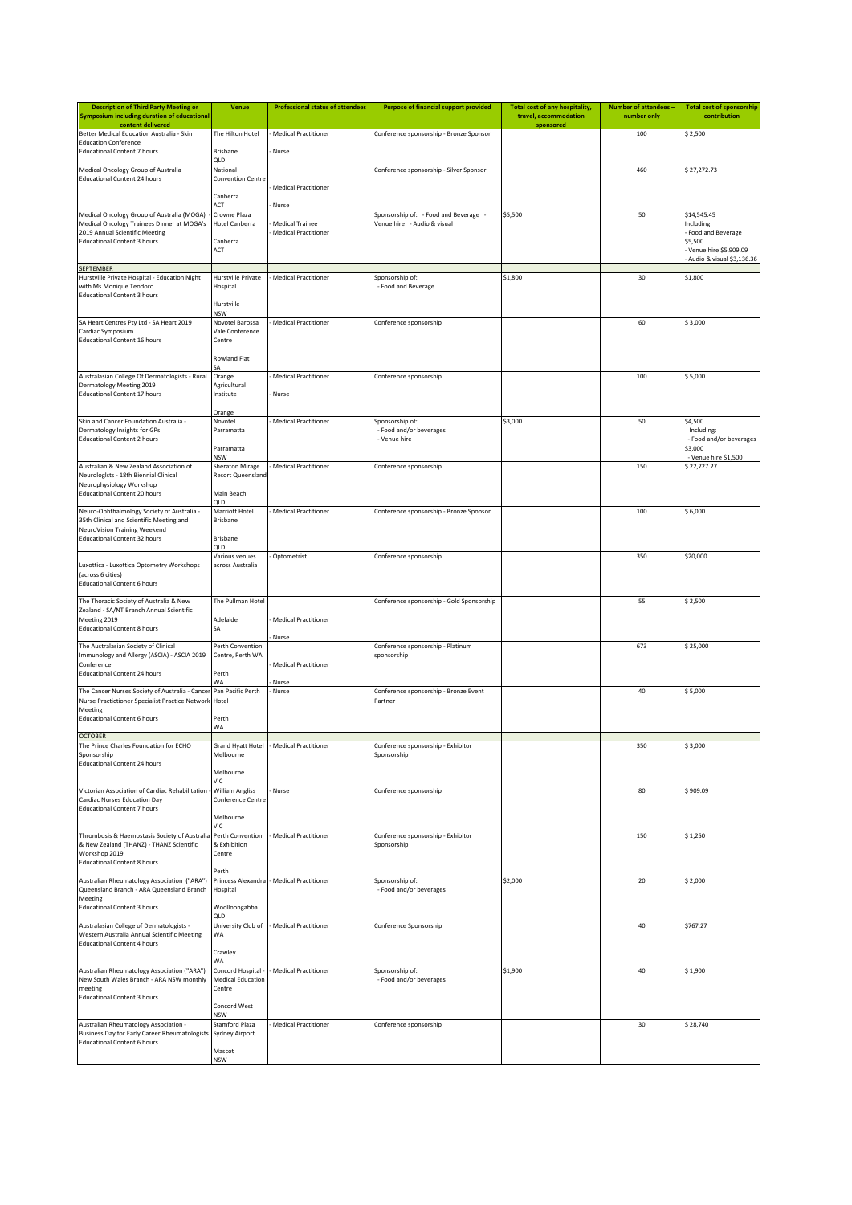| Description of Third Party Meeting or Symposium including duration of educational content delivered | Venue | Professional status of attendees | Purpose of financial support provided | Total cost of any hospitality, travel, accommodation sponsored | Number of attendees – number only | Total cost of sponsorship contribution |
|---|---|---|---|---|---|---|
| Better Medical Education Australia - Skin Education Conference<br>Educational Content 7 hours | The Hilton Hotel<br><br>Brisbane<br>QLD | - Medical Practitioner<br><br>- Nurse | Conference sponsorship - Bronze Sponsor | | 100 | $ 2,500 |
| Medical Oncology Group of Australia<br>Educational Content 24 hours | National Convention Centre<br><br>Canberra<br>ACT | - Medical Practitioner<br><br>- Nurse | Conference sponsorship - Silver Sponsor | | 460 | $ 27,272.73 |
| Medical Oncology Group of Australia (MOGA) - Medical Oncology Trainees Dinner at MOGA's 2019 Annual Scientific Meeting<br>Educational Content 3 hours | Crowne Plaza Hotel Canberra<br><br>Canberra<br>ACT | - Medical Trainee<br>- Medical Practitioner | Sponsorship of: - Food and Beverage - Venue hire - Audio & visual | $5,500 | 50 | $14,545.45<br>Including:<br>- Food and Beverage $5,500<br>- Venue hire $5,909.09<br>- Audio & visual $3,136.36 |
| SEPTEMBER | | | | | | |
| Hurstville Private Hospital - Education Night with Ms Monique Teodoro<br>Educational Content 3 hours | Hurstville Private Hospital<br><br>Hurstville<br>NSW | - Medical Practitioner | Sponsorship of:<br>- Food and Beverage | $1,800 | 30 | $1,800 |
| SA Heart Centres Pty Ltd - SA Heart 2019 Cardiac Symposium<br>Educational Content 16 hours | Novotel Barossa Vale Conference Centre<br><br>Rowland Flat<br>SA | - Medical Practitioner | Conference sponsorship | | 60 | $ 3,000 |
| Australasian College Of Dermatologists - Rural Dermatology Meeting 2019<br>Educational Content 17 hours | Orange Agricultural Institute<br><br>Orange | - Medical Practitioner<br><br>- Nurse | Conference sponsorship | | 100 | $ 5,000 |
| Skin and Cancer Foundation Australia - Dermatology Insights for GPs<br>Educational Content 2 hours | Novotel Parramatta<br><br>Parramatta<br>NSW | - Medical Practitioner | Sponsorship of:<br>- Food and/or beverages<br>- Venue hire | $3,000 | 50 | $4,500<br>Including:<br>- Food and/or beverages $3,000<br>- Venue hire $1,500 |
| Australian & New Zealand Association of Neurologists - 18th Biennial Clinical Neurophysiology Workshop<br>Educational Content 20 hours | Sheraton Mirage Resort Queensland<br><br>Main Beach<br>QLD | - Medical Practitioner | Conference sponsorship | | 150 | $ 22,727.27 |
| Neuro-Ophthalmology Society of Australia - 35th Clinical and Scientific Meeting and NeuroVision Training Weekend<br>Educational Content 32 hours | Marriott Hotel Brisbane<br><br>Brisbane<br>QLD | - Medical Practitioner | Conference sponsorship - Bronze Sponsor | | 100 | $ 6,000 |
| Luxottica - Luxottica Optometry Workshops (across 6 cities)<br>Educational Content 6 hours | Various venues across Australia | - Optometrist | Conference sponsorship | | 350 | $20,000 |
| The Thoracic Society of Australia & New Zealand - SA/NT Branch Annual Scientific Meeting 2019<br>Educational Content 8 hours | The Pullman Hotel<br><br>Adelaide<br>SA | - Medical Practitioner<br><br>- Nurse | Conference sponsorship - Gold Sponsorship | | 55 | $ 2,500 |
| The Australasian Society of Clinical Immunology and Allergy (ASCIA) - ASCIA 2019 Conference<br>Educational Content 24 hours | Perth Convention Centre, Perth WA<br><br>Perth<br>WA | - Medical Practitioner<br><br>- Nurse | Conference sponsorship - Platinum sponsorship | | 673 | $ 25,000 |
| The Cancer Nurses Society of Australia - Cancer Nurse Practictioner Specialist Practice Network Meeting<br>Educational Content 6 hours | Pan Pacific Perth Hotel<br><br>Perth<br>WA | - Nurse | Conference sponsorship - Bronze Event Partner | | 40 | $ 5,000 |
| OCTOBER | | | | | | |
| The Prince Charles Foundation for ECHO Sponsorship<br>Educational Content 24 hours | Grand Hyatt Hotel Melbourne<br><br>Melbourne<br>VIC | - Medical Practitioner | Conference sponsorship - Exhibitor Sponsorship | | 350 | $ 3,000 |
| Victorian Association of Cardiac Rehabilitation - Cardiac Nurses Education Day<br>Educational Content 7 hours | William Angliss Conference Centre<br><br>Melbourne<br>VIC | - Nurse | Conference sponsorship | | 80 | $ 909.09 |
| Thrombosis & Haemostasis Society of Australia & New Zealand (THANZ) - THANZ Scientific Workshop 2019<br>Educational Content 8 hours | Perth Convention & Exhibition Centre<br><br>Perth | - Medical Practitioner | Conference sponsorship - Exhibitor Sponsorship | | 150 | $ 1,250 |
| Australian Rheumatology Association ("ARA") Queensland Branch - ARA Queensland Branch Meeting<br>Educational Content 3 hours | Princess Alexandra Hospital<br><br>Woolloongabba<br>QLD | - Medical Practitioner | Sponsorship of:<br>- Food and/or beverages | $2,000 | 20 | $ 2,000 |
| Australasian College of Dermatologists - Western Australia Annual Scientific Meeting<br>Educational Content 4 hours | University Club of WA<br><br>Crawley<br>WA | - Medical Practitioner | Conference Sponsorship | | 40 | $767.27 |
| Australian Rheumatology Association ("ARA") New South Wales Branch - ARA NSW monthly meeting<br>Educational Content 3 hours | Concord Hospital - Medical Education Centre<br><br>Concord West<br>NSW | - Medical Practitioner | Sponsorship of:<br>- Food and/or beverages | $1,900 | 40 | $ 1,900 |
| Australian Rheumatology Association - Business Day for Early Career Rheumatologists<br>Educational Content 6 hours | Stamford Plaza Sydney Airport<br><br>Mascot<br>NSW | - Medical Practitioner | Conference sponsorship | | 30 | $ 28,740 |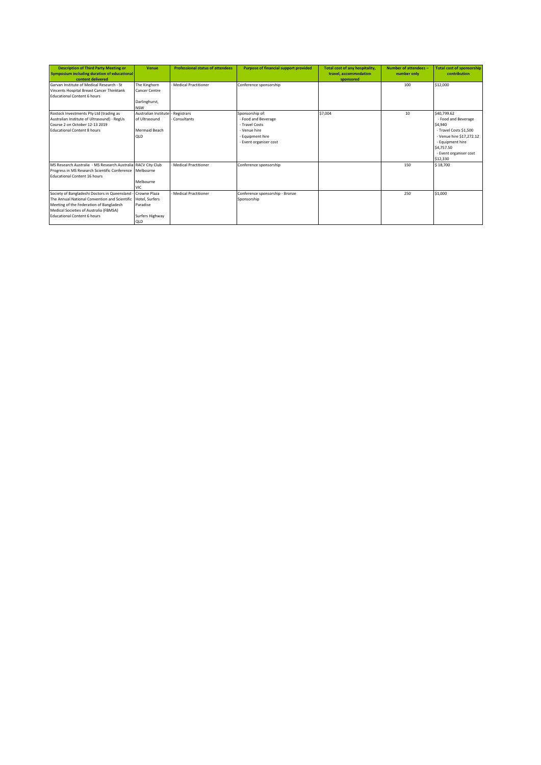| Description of Third Party Meeting or Symposium including duration of educational content delivered | Venue | Professional status of attendees | Purpose of financial support provided | Total cost of any hospitality, travel, accommodation sponsored | Number of attendees – number only | Total cost of sponsorship contribution |
|---|---|---|---|---|---|---|
| Garvan Institute of Medical Research - St Vincents Hospital Breast Cancer Thinktank<br>Educational Content 6 hours | The Kinghorn Cancer Centre<br><br>Darlinghurst, NSW | - Medical Practitioner | Conference sponsorship | | 100 | $12,000 |
| Rostock Investments Pty Ltd (trading as Australian Institute of Ultrasound) - RegUs Course 2 on October 12-13 2019<br>Educational Content 8 hours | Australian Institute of Ultrasound<br><br>Mermaid Beach QLD | - Registrars<br>- Consultants | Sponsorship of:<br>- Food and Beverage<br>- Travel Costs<br>- Venue hire<br>- Equipment hire<br>- Event organiser cost | $7,004 | 10 | $40,799.62<br>- Food and Beverage $4,940<br>- Travel Costs $1,500<br>- Venue hire $17,272.12<br>- Equipment hire $4,757.50<br>- Event organiser cost $12,330 |
| MS Research Australia - MS Research Australia Progress in MS Research Scientific Conference<br>Educational Content 16 hours | RACV City Club Melbourne<br><br>Melbourne VIC | - Medical Practitioner | Conference sponsorship | | 150 | $ 18,700 |
| Society of Bangladeshi Doctors in Queensland - The Annual National Convention and Scientific Meeting of the Federation of Bangladesh Medical Societies of Australia (FBMSA)<br>Educational Content 6 hours | Crowne Plaza Hotel, Surfers Paradise<br><br>Surfers Highway QLD | - Medical Practitioner | Conference sponsorship - Bronze Sponsorship | | 250 | $1,000 |